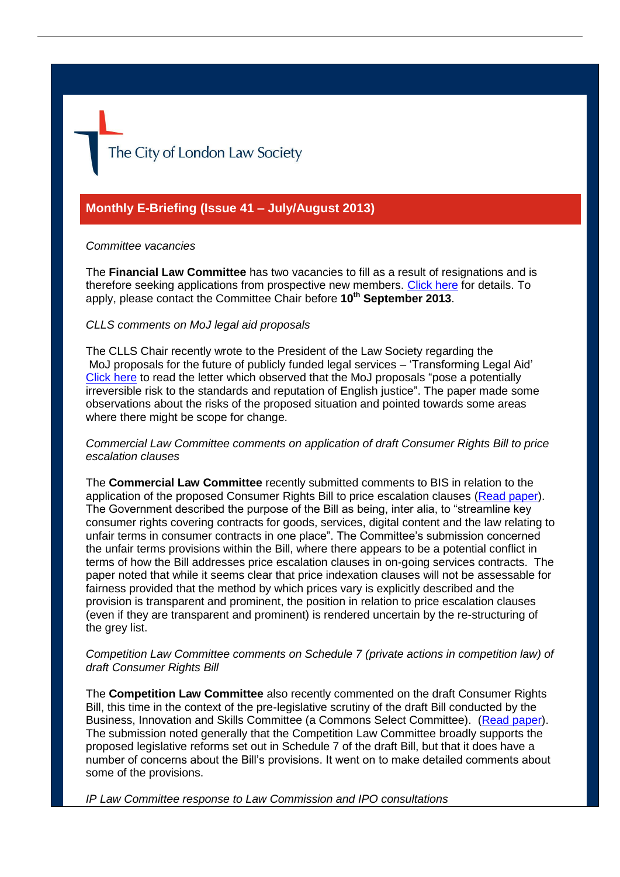The City of London Law Society

## Monthly E-Briefing (Issue 41 – July/August 2013)

*Committee vacancies*

The **Financial Law Committee** has two vacancies to fill as a result of resignations and is therefore seeking applications from prospective new members. Click here for details. To apply, please contact the Committee Chair before **10th September 2013**.

*CLLS comments on MoJ legal aid proposals*

The CLLS Chair recently wrote to the President of the Law Society regarding the MoJ proposals for the future of publicly funded legal services – 'Transforming Legal Aid' Click here to read the letter which observed that the MoJ proposals "pose a potentially irreversible risk to the standards and reputation of English justice". The paper made some observations about the risks of the proposed situation and pointed towards some areas where there might be scope for change.

*Commercial Law Committee comments on application of draft Consumer Rights Bill to price escalation clauses*

The **Commercial Law Committee** recently submitted comments to BIS in relation to the application of the proposed Consumer Rights Bill to price escalation clauses (Read paper). The Government described the purpose of the Bill as being, inter alia, to "streamline key consumer rights covering contracts for goods, services, digital content and the law relating to unfair terms in consumer contracts in one place". The Committee's submission concerned the unfair terms provisions within the Bill, where there appears to be a potential conflict in terms of how the Bill addresses price escalation clauses in on-going services contracts. The paper noted that while it seems clear that price indexation clauses will not be assessable for fairness provided that the method by which prices vary is explicitly described and the provision is transparent and prominent, the position in relation to price escalation clauses (even if they are transparent and prominent) is rendered uncertain by the re-structuring of the grey list.

*Competition Law Committee comments on Schedule 7 (private actions in competition law) of draft Consumer Rights Bill*

The **Competition Law Committee** also recently commented on the draft Consumer Rights Bill, this time in the context of the pre-legislative scrutiny of the draft Bill conducted by the Business, Innovation and Skills Committee (a Commons Select Committee). (Read paper). The submission noted generally that the Competition Law Committee broadly supports the proposed legislative reforms set out in Schedule 7 of the draft Bill, but that it does have a number of concerns about the Bill's provisions. It went on to make detailed comments about some of the provisions.

*IP Law Committee response to Law Commission and IPO consultations*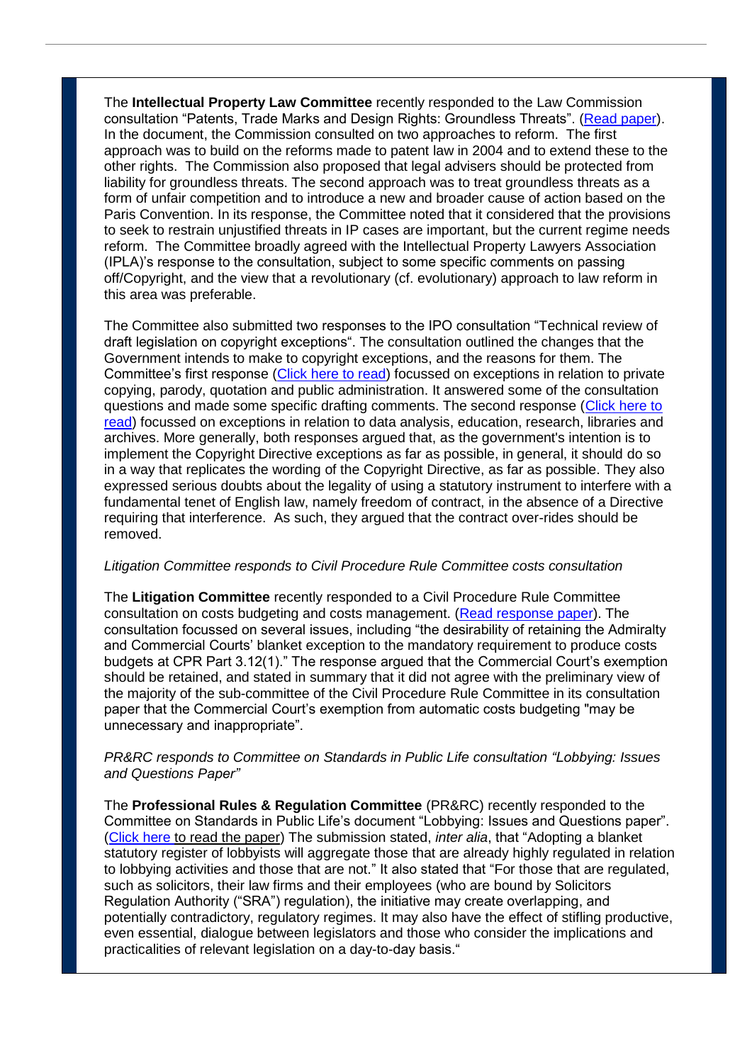The **Intellectual Property Law Committee** recently responded to the Law Commission consultation "Patents, Trade Marks and Design Rights: Groundless Threats". (Read paper). In the document, the Commission consulted on two approaches to reform. The first approach was to build on the reforms made to patent law in 2004 and to extend these to the other rights. The Commission also proposed that legal advisers should be protected from liability for groundless threats. The second approach was to treat groundless threats as a form of unfair competition and to introduce a new and broader cause of action based on the Paris Convention. In its response, the Committee noted that it considered that the provisions to seek to restrain unjustified threats in IP cases are important, but the current regime needs reform. The Committee broadly agreed with the Intellectual Property Lawyers Association (IPLA)'s response to the consultation, subject to some specific comments on passing off/Copyright, and the view that a revolutionary (cf. evolutionary) approach to law reform in this area was preferable.

The Committee also submitted two responses to the IPO consultation "Technical review of draft legislation on copyright exceptions". The consultation outlined the changes that the Government intends to make to copyright exceptions, and the reasons for them. The Committee's first response (Click here to read) focussed on exceptions in relation to private copying, parody, quotation and public administration. It answered some of the consultation questions and made some specific drafting comments. The second response (Click here to read) focussed on exceptions in relation to data analysis, education, research, libraries and archives. More generally, both responses argued that, as the government's intention is to implement the Copyright Directive exceptions as far as possible, in general, it should do so in a way that replicates the wording of the Copyright Directive, as far as possible. They also expressed serious doubts about the legality of using a statutory instrument to interfere with a fundamental tenet of English law, namely freedom of contract, in the absence of a Directive requiring that interference. As such, they argued that the contract over-rides should be removed.

*Litigation Committee responds to Civil Procedure Rule Committee costs consultation*

The **Litigation Committee** recently responded to a Civil Procedure Rule Committee consultation on costs budgeting and costs management. (Read response paper). The consultation focussed on several issues, including "the desirability of retaining the Admiralty and Commercial Courts' blanket exception to the mandatory requirement to produce costs budgets at CPR Part 3.12(1)." The response argued that the Commercial Court's exemption should be retained, and stated in summary that it did not agree with the preliminary view of the majority of the sub-committee of the Civil Procedure Rule Committee in its consultation paper that the Commercial Court's exemption from automatic costs budgeting "may be unnecessary and inappropriate".

*PR&RC responds to Committee on Standards in Public Life consultation "Lobbying: Issues and Questions Paper"*

The **Professional Rules & Regulation Committee** (PR&RC) recently responded to the Committee on Standards in Public Life's document "Lobbying: Issues and Questions paper". (Click here to read the paper) The submission stated, *inter alia*, that "Adopting a blanket statutory register of lobbyists will aggregate those that are already highly regulated in relation to lobbying activities and those that are not." It also stated that "For those that are regulated, such as solicitors, their law firms and their employees (who are bound by Solicitors Regulation Authority ("SRA") regulation), the initiative may create overlapping, and potentially contradictory, regulatory regimes. It may also have the effect of stifling productive, even essential, dialogue between legislators and those who consider the implications and practicalities of relevant legislation on a day-to-day basis."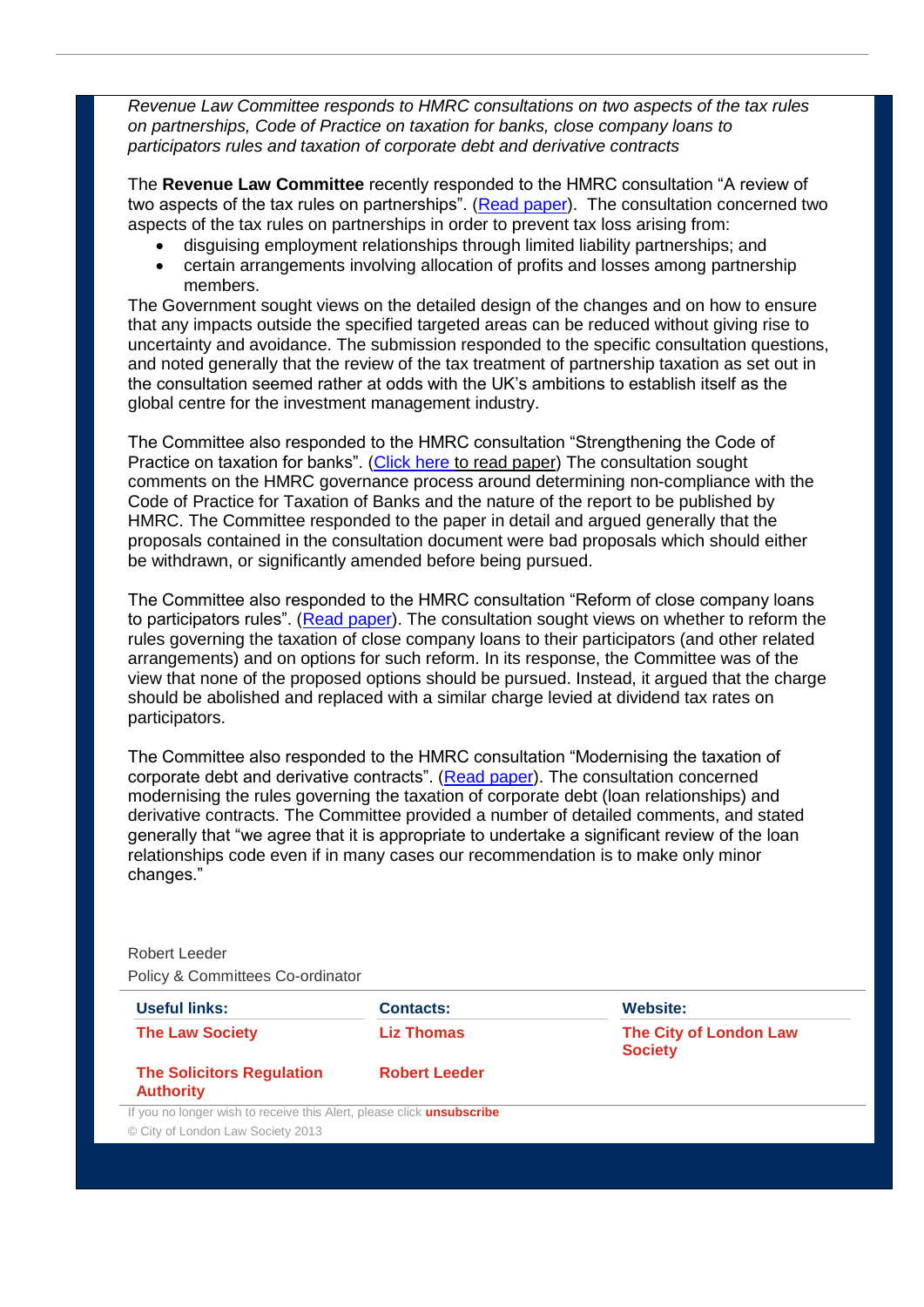*Revenue Law Committee responds to HMRC consultations on two aspects of the tax rules on partnerships, Code of Practice on taxation for banks, close company loans to participators rules and taxation of corporate debt and derivative contracts*

The **Revenue Law Committee** recently responded to the HMRC consultation "A review of two aspects of the tax rules on partnerships". (Read paper). The consultation concerned two aspects of the tax rules on partnerships in order to prevent tax loss arising from:

- disguising employment relationships through limited liability partnerships; and
- certain arrangements involving allocation of profits and losses among partnership members.

The Government sought views on the detailed design of the changes and on how to ensure that any impacts outside the specified targeted areas can be reduced without giving rise to uncertainty and avoidance. The submission responded to the specific consultation questions, and noted generally that the review of the tax treatment of partnership taxation as set out in the consultation seemed rather at odds with the UK's ambitions to establish itself as the global centre for the investment management industry.

The Committee also responded to the HMRC consultation "Strengthening the Code of Practice on taxation for banks". (Click here to read paper) The consultation sought comments on the HMRC governance process around determining non-compliance with the Code of Practice for Taxation of Banks and the nature of the report to be published by HMRC. The Committee responded to the paper in detail and argued generally that the proposals contained in the consultation document were bad proposals which should either be withdrawn, or significantly amended before being pursued.

The Committee also responded to the HMRC consultation "Reform of close company loans to participators rules". (Read paper). The consultation sought views on whether to reform the rules governing the taxation of close company loans to their participators (and other related arrangements) and on options for such reform. In its response, the Committee was of the view that none of the proposed options should be pursued. Instead, it argued that the charge should be abolished and replaced with a similar charge levied at dividend tax rates on participators.

The Committee also responded to the HMRC consultation "Modernising the taxation of corporate debt and derivative contracts". (Read paper). The consultation concerned modernising the rules governing the taxation of corporate debt (loan relationships) and derivative contracts. The Committee provided a number of detailed comments, and stated generally that "we agree that it is appropriate to undertake a significant review of the loan relationships code even if in many cases our recommendation is to make only minor changes."

Robert Leeder
Policy & Committees Co-ordinator

| Useful links: | Contacts: | Website: |
|---|---|---|
| **The Law Society** | **Liz Thomas** | **The City of London Law Society** |
| **The Solicitors Regulation Authority** | **Robert Leeder** | |

If you no longer wish to receive this Alert, please click **unsubscribe**

© City of London Law Society 2013